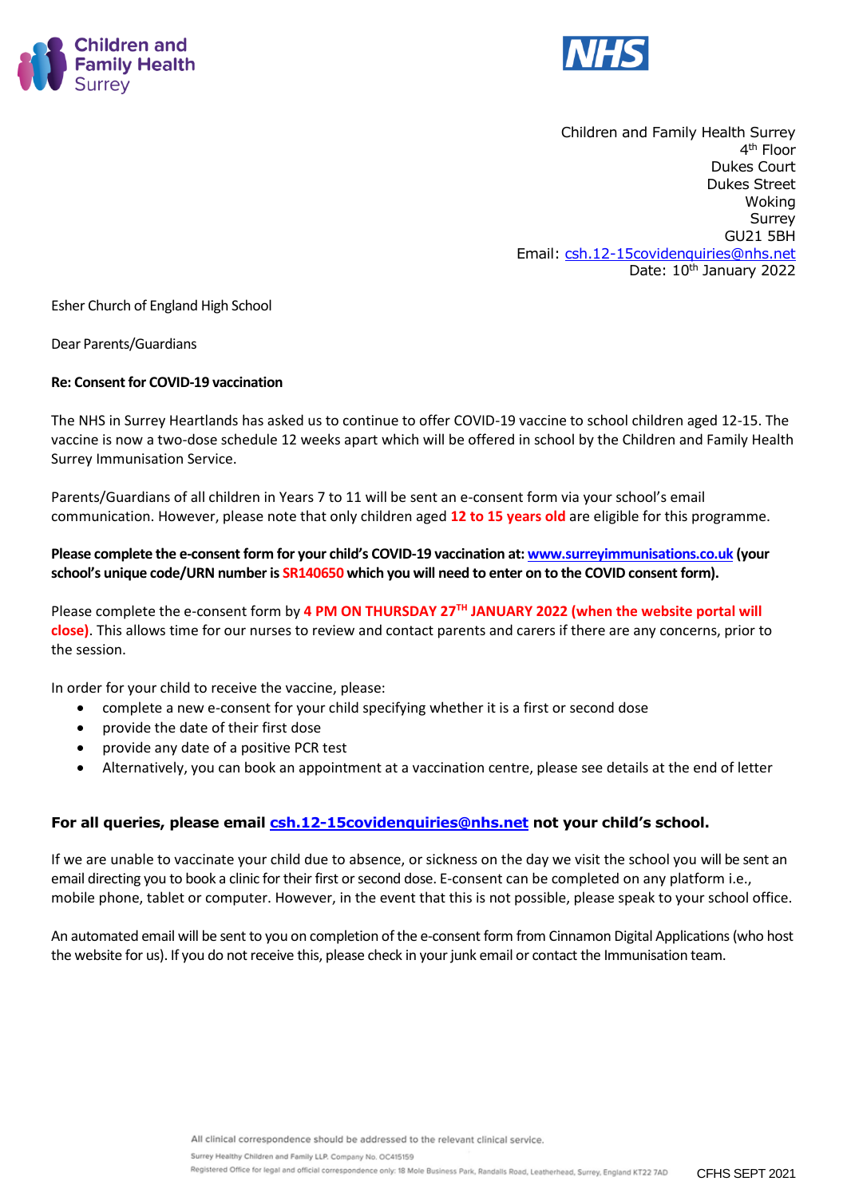Children and Family Health Surrey

NHS

Children and Family Health Surrey
4th Floor
Dukes Court
Dukes Street
Woking
Surrey
GU21 5BH
Email: csh.12-15covidenquiries@nhs.net
Date: 10th January 2022

Esher Church of England High School

Dear Parents/Guardians

**Re: Consent for COVID-19 vaccination**

The NHS in Surrey Heartlands has asked us to continue to offer COVID-19 vaccine to school children aged 12-15. The vaccine is now a two-dose schedule 12 weeks apart which will be offered in school by the Children and Family Health Surrey Immunisation Service.

Parents/Guardians of all children in Years 7 to 11 will be sent an e-consent form via your school's email communication. However, please note that only children aged **12 to 15 years old** are eligible for this programme.

**Please complete the e-consent form for your child's COVID-19 vaccination at: www.surreyimmunisations.co.uk (your school's unique code/URN number is SR140650 which you will need to enter on to the COVID consent form).**

Please complete the e-consent form by **4 PM ON THURSDAY 27TH JANUARY 2022 (when the website portal will close)**. This allows time for our nurses to review and contact parents and carers if there are any concerns, prior to the session.

In order for your child to receive the vaccine, please:

- complete a new e-consent for your child specifying whether it is a first or second dose
- provide the date of their first dose
- provide any date of a positive PCR test
- Alternatively, you can book an appointment at a vaccination centre, please see details at the end of letter

**For all queries, please email csh.12-15covidenquiries@nhs.net not your child's school.**

If we are unable to vaccinate your child due to absence, or sickness on the day we visit the school you will be sent an email directing you to book a clinic for their first or second dose. E-consent can be completed on any platform i.e., mobile phone, tablet or computer. However, in the event that this is not possible, please speak to your school office.

An automated email will be sent to you on completion of the e-consent form from Cinnamon Digital Applications (who host the website for us). If you do not receive this, please check in your junk email or contact the Immunisation team.

All clinical correspondence should be addressed to the relevant clinical service.
Surrey Healthy Children and Family LLP. Company No. OC415159
Registered Office for legal and official correspondence only: 18 Mole Business Park, Randalls Road, Leatherhead, Surrey, England KT22 7AD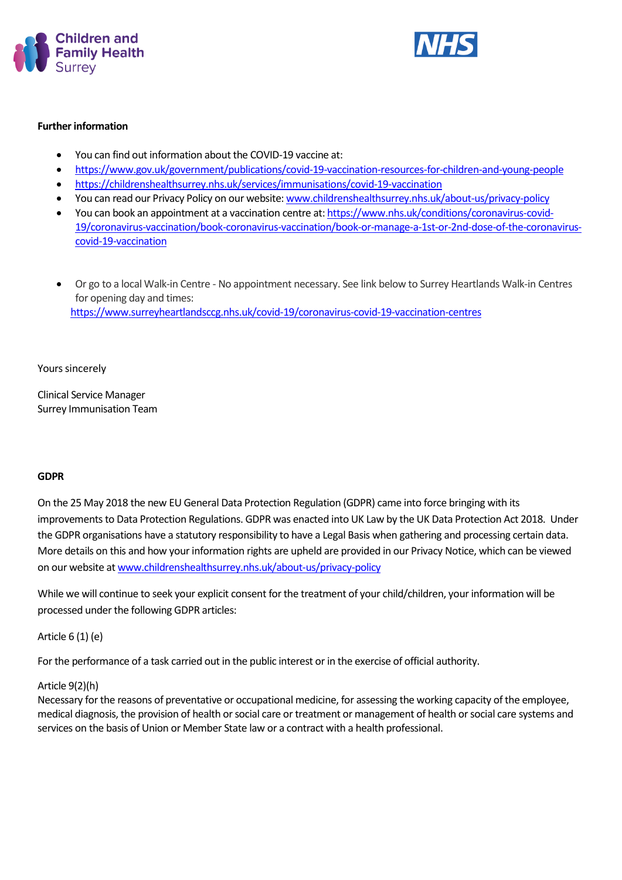**Further information**

- You can find out information about the COVID-19 vaccine at:
- https://www.gov.uk/government/publications/covid-19-vaccination-resources-for-children-and-young-people
- https://childrenshealthsurrey.nhs.uk/services/immunisations/covid-19-vaccination
- You can read our Privacy Policy on our website: www.childrenshealthsurrey.nhs.uk/about-us/privacy-policy
- You can book an appointment at a vaccination centre at: https://www.nhs.uk/conditions/coronavirus-covid-19/coronavirus-vaccination/book-coronavirus-vaccination/book-or-manage-a-1st-or-2nd-dose-of-the-coronavirus-covid-19-vaccination

- Or go to a local Walk-in Centre - No appointment necessary. See link below to Surrey Heartlands Walk-in Centres for opening day and times:
  https://www.surreyheartlandsccg.nhs.uk/covid-19/coronavirus-covid-19-vaccination-centres

Yours sincerely

Clinical Service Manager
Surrey Immunisation Team

**GDPR**

On the 25 May 2018 the new EU General Data Protection Regulation (GDPR) came into force bringing with its improvements to Data Protection Regulations. GDPR was enacted into UK Law by the UK Data Protection Act 2018. Under the GDPR organisations have a statutory responsibility to have a Legal Basis when gathering and processing certain data. More details on this and how your information rights are upheld are provided in our Privacy Notice, which can be viewed on our website at www.childrenshealthsurrey.nhs.uk/about-us/privacy-policy

While we will continue to seek your explicit consent for the treatment of your child/children, your information will be processed under the following GDPR articles:

Article 6 (1) (e)

For the performance of a task carried out in the public interest or in the exercise of official authority.

Article 9(2)(h)
Necessary for the reasons of preventative or occupational medicine, for assessing the working capacity of the employee, medical diagnosis, the provision of health or social care or treatment or management of health or social care systems and services on the basis of Union or Member State law or a contract with a health professional.